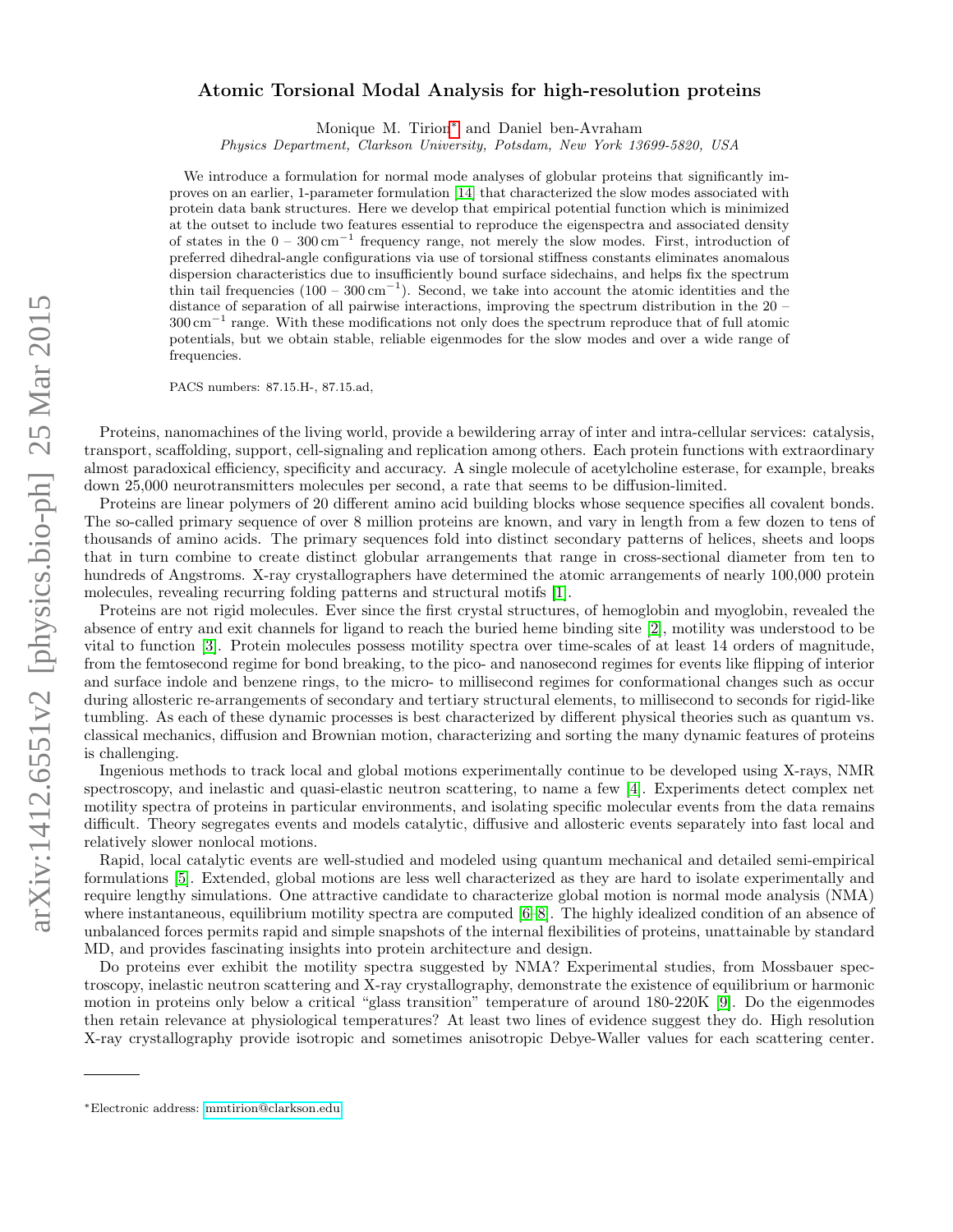# Atomic Torsional Modal Analysis for high-resolution proteins

Monique M. Tirion[*] and Daniel ben-Avraham

*Physics Department, Clarkson University, Potsdam, New York 13699-5820, USA*

We introduce a formulation for normal mode analyses of globular proteins that significantly improves on an earlier, 1-parameter formulation [14] that characterized the slow modes associated with protein data bank structures. Here we develop that empirical potential function which is minimized at the outset to include two features essential to reproduce the eigenspectra and associated density of states in the 0 – 300 cm$^{-1}$ frequency range, not merely the slow modes. First, introduction of preferred dihedral-angle configurations via use of torsional stiffness constants eliminates anomalous dispersion characteristics due to insufficiently bound surface sidechains, and helps fix the spectrum thin tail frequencies (100 – 300 cm$^{-1}$). Second, we take into account the atomic identities and the distance of separation of all pairwise interactions, improving the spectrum distribution in the 20 – 300 cm$^{-1}$ range. With these modifications not only does the spectrum reproduce that of full atomic potentials, but we obtain stable, reliable eigenmodes for the slow modes and over a wide range of frequencies.

PACS numbers: 87.15.H-, 87.15.ad,

Proteins, nanomachines of the living world, provide a bewildering array of inter and intra-cellular services: catalysis, transport, scaffolding, support, cell-signaling and replication among others. Each protein functions with extraordinary almost paradoxical efficiency, specificity and accuracy. A single molecule of acetylcholine esterase, for example, breaks down 25,000 neurotransmitters molecules per second, a rate that seems to be diffusion-limited.

Proteins are linear polymers of 20 different amino acid building blocks whose sequence specifies all covalent bonds. The so-called primary sequence of over 8 million proteins are known, and vary in length from a few dozen to tens of thousands of amino acids. The primary sequences fold into distinct secondary patterns of helices, sheets and loops that in turn combine to create distinct globular arrangements that range in cross-sectional diameter from ten to hundreds of Angstroms. X-ray crystallographers have determined the atomic arrangements of nearly 100,000 protein molecules, revealing recurring folding patterns and structural motifs [1].

Proteins are not rigid molecules. Ever since the first crystal structures, of hemoglobin and myoglobin, revealed the absence of entry and exit channels for ligand to reach the buried heme binding site [2], motility was understood to be vital to function [3]. Protein molecules possess motility spectra over time-scales of at least 14 orders of magnitude, from the femtosecond regime for bond breaking, to the pico- and nanosecond regimes for events like flipping of interior and surface indole and benzene rings, to the micro- to millisecond regimes for conformational changes such as occur during allosteric re-arrangements of secondary and tertiary structural elements, to millisecond to seconds for rigid-like tumbling. As each of these dynamic processes is best characterized by different physical theories such as quantum vs. classical mechanics, diffusion and Brownian motion, characterizing and sorting the many dynamic features of proteins is challenging.

Ingenious methods to track local and global motions experimentally continue to be developed using X-rays, NMR spectroscopy, and inelastic and quasi-elastic neutron scattering, to name a few [4]. Experiments detect complex net motility spectra of proteins in particular environments, and isolating specific molecular events from the data remains difficult. Theory segregates events and models catalytic, diffusive and allosteric events separately into fast local and relatively slower nonlocal motions.

Rapid, local catalytic events are well-studied and modeled using quantum mechanical and detailed semi-empirical formulations [5]. Extended, global motions are less well characterized as they are hard to isolate experimentally and require lengthy simulations. One attractive candidate to characterize global motion is normal mode analysis (NMA) where instantaneous, equilibrium motility spectra are computed [6–8]. The highly idealized condition of an absence of unbalanced forces permits rapid and simple snapshots of the internal flexibilities of proteins, unattainable by standard MD, and provides fascinating insights into protein architecture and design.

Do proteins ever exhibit the motility spectra suggested by NMA? Experimental studies, from Mossbauer spectroscopy, inelastic neutron scattering and X-ray crystallography, demonstrate the existence of equilibrium or harmonic motion in proteins only below a critical "glass transition" temperature of around 180-220K [9]. Do the eigenmodes then retain relevance at physiological temperatures? At least two lines of evidence suggest they do. High resolution X-ray crystallography provide isotropic and sometimes anisotropic Debye-Waller values for each scattering center.

[*]Electronic address: mmtirion@clarkson.edu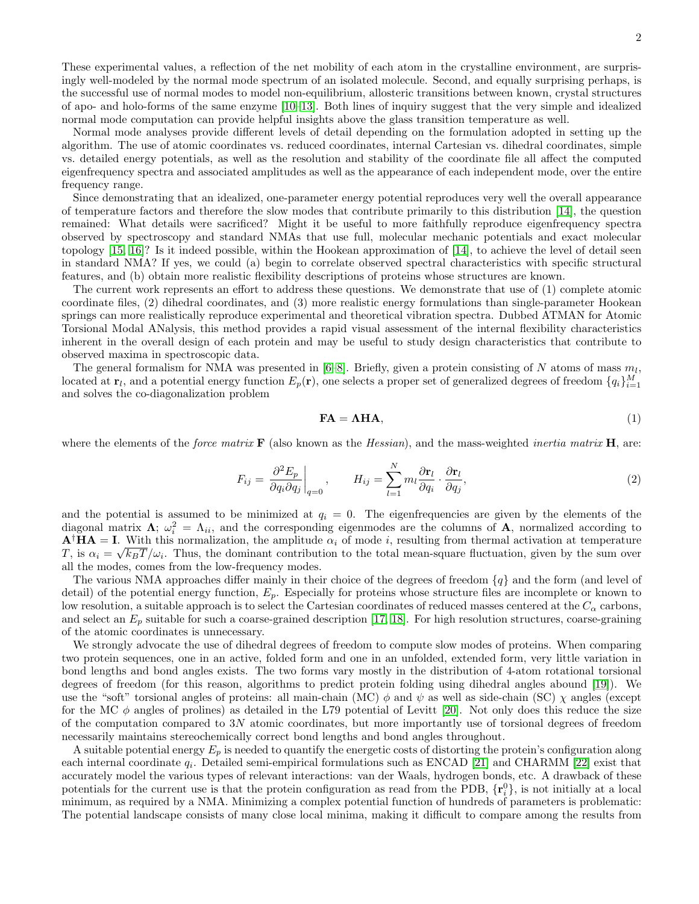These experimental values, a reflection of the net mobility of each atom in the crystalline environment, are surprisingly well-modeled by the normal mode spectrum of an isolated molecule. Second, and equally surprising perhaps, is the successful use of normal modes to model non-equilibrium, allosteric transitions between known, crystal structures of apo- and holo-forms of the same enzyme [10–13]. Both lines of inquiry suggest that the very simple and idealized normal mode computation can provide helpful insights above the glass transition temperature as well.

Normal mode analyses provide different levels of detail depending on the formulation adopted in setting up the algorithm. The use of atomic coordinates vs. reduced coordinates, internal Cartesian vs. dihedral coordinates, simple vs. detailed energy potentials, as well as the resolution and stability of the coordinate file all affect the computed eigenfrequency spectra and associated amplitudes as well as the appearance of each independent mode, over the entire frequency range.

Since demonstrating that an idealized, one-parameter energy potential reproduces very well the overall appearance of temperature factors and therefore the slow modes that contribute primarily to this distribution [14], the question remained: What details were sacrificed? Might it be useful to more faithfully reproduce eigenfrequency spectra observed by spectroscopy and standard NMAs that use full, molecular mechanic potentials and exact molecular topology [15, 16]? Is it indeed possible, within the Hookean approximation of [14], to achieve the level of detail seen in standard NMA? If yes, we could (a) begin to correlate observed spectral characteristics with specific structural features, and (b) obtain more realistic flexibility descriptions of proteins whose structures are known.

The current work represents an effort to address these questions. We demonstrate that use of (1) complete atomic coordinate files, (2) dihedral coordinates, and (3) more realistic energy formulations than single-parameter Hookean springs can more realistically reproduce experimental and theoretical vibration spectra. Dubbed ATMAN for Atomic Torsional Modal ANalysis, this method provides a rapid visual assessment of the internal flexibility characteristics inherent in the overall design of each protein and may be useful to study design characteristics that contribute to observed maxima in spectroscopic data.

The general formalism for NMA was presented in [6–8]. Briefly, given a protein consisting of $N$ atoms of mass $m_l$, located at $\mathbf{r}_l$, and a potential energy function $E_p(\mathbf{r})$, one selects a proper set of generalized degrees of freedom $\{q_i\}_{i=1}^{M}$ and solves the co-diagonalization problem

$$\mathbf{FA} = \mathbf{\Lambda HA}, \tag{1}$$

where the elements of the *force matrix* $\mathbf{F}$ (also known as the *Hessian*), and the mass-weighted *inertia matrix* $\mathbf{H}$, are:

$$F_{ij} = \left.\frac{\partial^2 E_p}{\partial q_i \partial q_j}\right|_{q=0}, \qquad H_{ij} = \sum_{l=1}^{N} m_l \frac{\partial \mathbf{r}_l}{\partial q_i} \cdot \frac{\partial \mathbf{r}_l}{\partial q_j}, \tag{2}$$

and the potential is assumed to be minimized at $q_i = 0$. The eigenfrequencies are given by the elements of the diagonal matrix $\mathbf{\Lambda}$; $\omega_i^2 = \Lambda_{ii}$, and the corresponding eigenmodes are the columns of $\mathbf{A}$, normalized according to $\mathbf{A}^{\dagger}\mathbf{HA} = \mathbf{I}$. With this normalization, the amplitude $\alpha_i$ of mode $i$, resulting from thermal activation at temperature $T$, is $\alpha_i = \sqrt{k_B T}/\omega_i$. Thus, the dominant contribution to the total mean-square fluctuation, given by the sum over all the modes, comes from the low-frequency modes.

The various NMA approaches differ mainly in their choice of the degrees of freedom $\{q\}$ and the form (and level of detail) of the potential energy function, $E_p$. Especially for proteins whose structure files are incomplete or known to low resolution, a suitable approach is to select the Cartesian coordinates of reduced masses centered at the $C_\alpha$ carbons, and select an $E_p$ suitable for such a coarse-grained description [17, 18]. For high resolution structures, coarse-graining of the atomic coordinates is unnecessary.

We strongly advocate the use of dihedral degrees of freedom to compute slow modes of proteins. When comparing two protein sequences, one in an active, folded form and one in an unfolded, extended form, very little variation in bond lengths and bond angles exists. The two forms vary mostly in the distribution of 4-atom rotational torsional degrees of freedom (for this reason, algorithms to predict protein folding using dihedral angles abound [19]). We use the "soft" torsional angles of proteins: all main-chain (MC) $\phi$ and $\psi$ as well as side-chain (SC) $\chi$ angles (except for the MC $\phi$ angles of prolines) as detailed in the L79 potential of Levitt [20]. Not only does this reduce the size of the computation compared to $3N$ atomic coordinates, but more importantly use of torsional degrees of freedom necessarily maintains stereochemically correct bond lengths and bond angles throughout.

A suitable potential energy $E_p$ is needed to quantify the energetic costs of distorting the protein's configuration along each internal coordinate $q_i$. Detailed semi-empirical formulations such as ENCAD [21] and CHARMM [22] exist that accurately model the various types of relevant interactions: van der Waals, hydrogen bonds, etc. A drawback of these potentials for the current use is that the protein configuration as read from the PDB, $\{\mathbf{r}_i^0\}$, is not initially at a local minimum, as required by a NMA. Minimizing a complex potential function of hundreds of parameters is problematic: The potential landscape consists of many close local minima, making it difficult to compare among the results from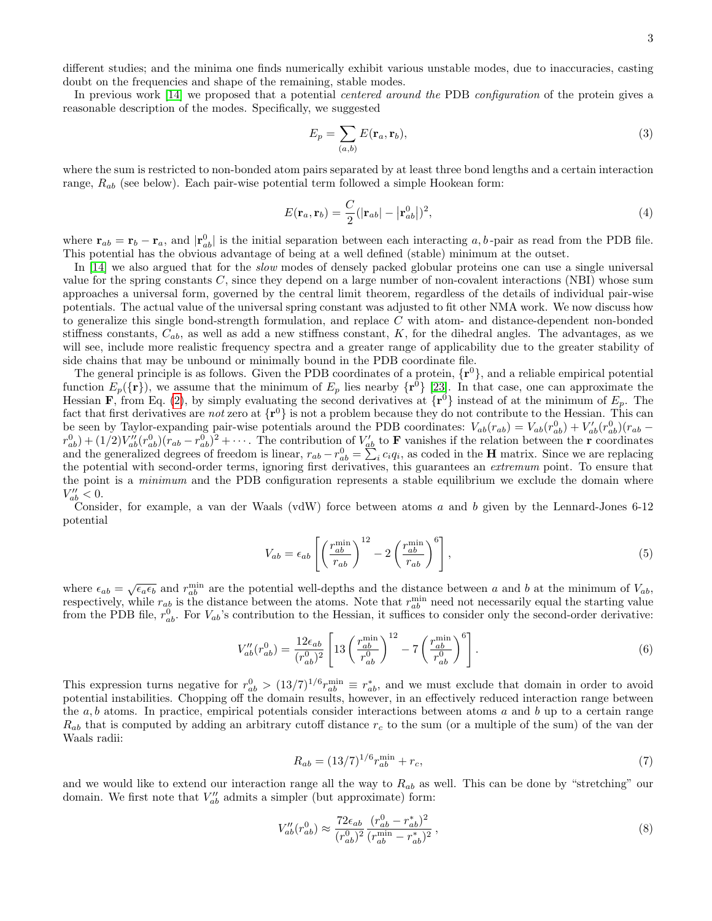different studies; and the minima one finds numerically exhibit various unstable modes, due to inaccuracies, casting doubt on the frequencies and shape of the remaining, stable modes.

In previous work [14] we proposed that a potential *centered around the* PDB *configuration* of the protein gives a reasonable description of the modes. Specifically, we suggested

$$E_p = \sum_{(a,b)} E(\mathbf{r}_a, \mathbf{r}_b), \tag{3}$$

where the sum is restricted to non-bonded atom pairs separated by at least three bond lengths and a certain interaction range, $R_{ab}$ (see below). Each pair-wise potential term followed a simple Hookean form:

$$E(\mathbf{r}_a, \mathbf{r}_b) = \frac{C}{2}(|\mathbf{r}_{ab}| - |\mathbf{r}^0_{ab}|)^2, \tag{4}$$

where $\mathbf{r}_{ab} = \mathbf{r}_b - \mathbf{r}_a$, and $|\mathbf{r}^0_{ab}|$ is the initial separation between each interacting $a, b$-pair as read from the PDB file. This potential has the obvious advantage of being at a well defined (stable) minimum at the outset.

In [14] we also argued that for the *slow* modes of densely packed globular proteins one can use a single universal value for the spring constants $C$, since they depend on a large number of non-covalent interactions (NBI) whose sum approaches a universal form, governed by the central limit theorem, regardless of the details of individual pair-wise potentials. The actual value of the universal spring constant was adjusted to fit other NMA work. We now discuss how to generalize this single bond-strength formulation, and replace $C$ with atom- and distance-dependent non-bonded stiffness constants, $C_{ab}$, as well as add a new stiffness constant, $K$, for the dihedral angles. The advantages, as we will see, include more realistic frequency spectra and a greater range of applicability due to the greater stability of side chains that may be unbound or minimally bound in the PDB coordinate file.

The general principle is as follows. Given the PDB coordinates of a protein, $\{\mathbf{r}^0\}$, and a reliable empirical potential function $E_p(\{\mathbf{r}\})$, we assume that the minimum of $E_p$ lies nearby $\{\mathbf{r}^0\}$ [23]. In that case, one can approximate the Hessian $\mathbf{F}$, from Eq. (2), by simply evaluating the second derivatives at $\{\mathbf{r}^0\}$ instead of at the minimum of $E_p$. The fact that first derivatives are *not* zero at $\{\mathbf{r}^0\}$ is not a problem because they do not contribute to the Hessian. This can be seen by Taylor-expanding pair-wise potentials around the PDB coordinates: $V_{ab}(r_{ab}) = V_{ab}(r^0_{ab}) + V'_{ab}(r^0_{ab})(r_{ab} - r^0_{ab}) + (1/2)V''_{ab}(r^0_{ab})(r_{ab} - r^0_{ab})^2 + \cdots$. The contribution of $V'_{ab}$ to $\mathbf{F}$ vanishes if the relation between the $\mathbf{r}$ coordinates and the generalized degrees of freedom is linear, $r_{ab} - r^0_{ab} = \sum_i c_i q_i$, as coded in the $\mathbf{H}$ matrix. Since we are replacing the potential with second-order terms, ignoring first derivatives, this guarantees an *extremum* point. To ensure that the point is a *minimum* and the PDB configuration represents a stable equilibrium we exclude the domain where $V''_{ab} < 0$.

Consider, for example, a van der Waals (vdW) force between atoms $a$ and $b$ given by the Lennard-Jones 6-12 potential

$$V_{ab} = \epsilon_{ab}\left[\left(\frac{r^{\min}_{ab}}{r_{ab}}\right)^{12} - 2\left(\frac{r^{\min}_{ab}}{r_{ab}}\right)^{6}\right], \tag{5}$$

where $\epsilon_{ab} = \sqrt{\epsilon_a \epsilon_b}$ and $r^{\min}_{ab}$ are the potential well-depths and the distance between $a$ and $b$ at the minimum of $V_{ab}$, respectively, while $r_{ab}$ is the distance between the atoms. Note that $r^{\min}_{ab}$ need not necessarily equal the starting value from the PDB file, $r^0_{ab}$. For $V_{ab}$'s contribution to the Hessian, it suffices to consider only the second-order derivative:

$$V''_{ab}(r^0_{ab}) = \frac{12\epsilon_{ab}}{(r^0_{ab})^2}\left[13\left(\frac{r^{\min}_{ab}}{r^0_{ab}}\right)^{12} - 7\left(\frac{r^{\min}_{ab}}{r^0_{ab}}\right)^{6}\right]. \tag{6}$$

This expression turns negative for $r^0_{ab} > (13/7)^{1/6} r^{\min}_{ab} \equiv r^*_{ab}$, and we must exclude that domain in order to avoid potential instabilities. Chopping off the domain results, however, in an effectively reduced interaction range between the $a, b$ atoms. In practice, empirical potentials consider interactions between atoms $a$ and $b$ up to a certain range $R_{ab}$ that is computed by adding an arbitrary cutoff distance $r_c$ to the sum (or a multiple of the sum) of the van der Waals radii:

$$R_{ab} = (13/7)^{1/6} r^{\min}_{ab} + r_c, \tag{7}$$

and we would like to extend our interaction range all the way to $R_{ab}$ as well. This can be done by "stretching" our domain. We first note that $V''_{ab}$ admits a simpler (but approximate) form:

$$V''_{ab}(r^0_{ab}) \approx \frac{72\epsilon_{ab}}{(r^0_{ab})^2}\frac{(r^0_{ab} - r^*_{ab})^2}{(r^{\min}_{ab} - r^*_{ab})^2}\,, \tag{8}$$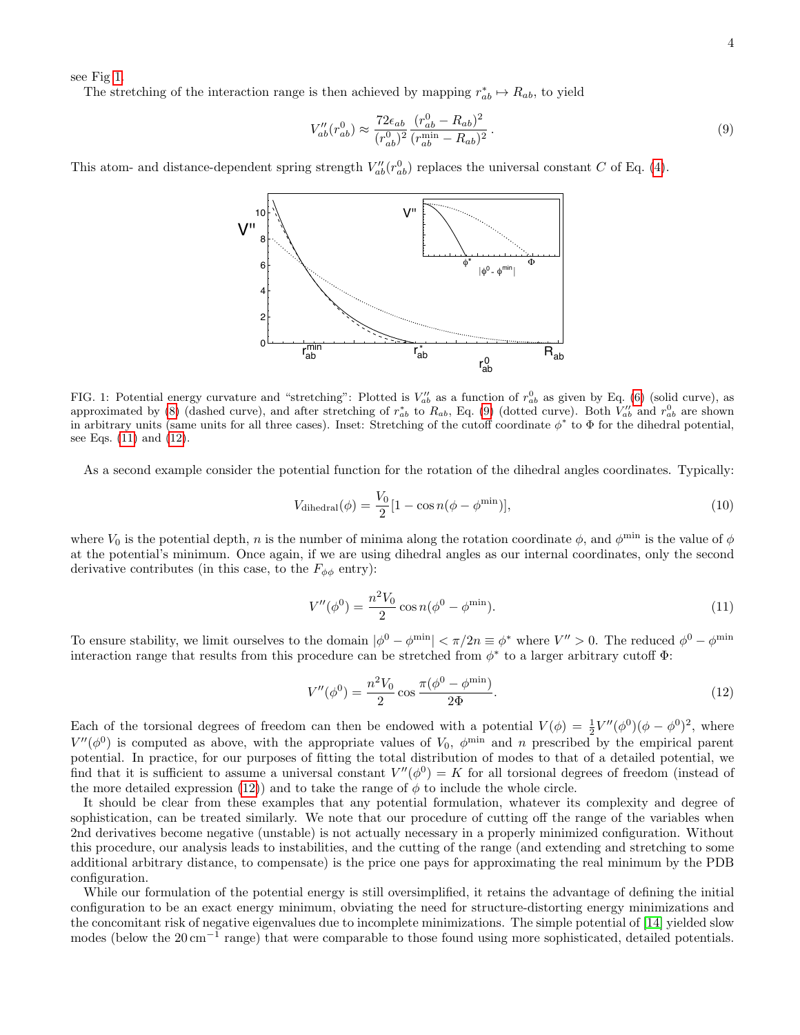see Fig 1.

The stretching of the interaction range is then achieved by mapping $r^*_{ab} \mapsto R_{ab}$, to yield

$$V''_{ab}(r^0_{ab}) \approx \frac{72\epsilon_{ab}}{(r^0_{ab})^2} \frac{(r^0_{ab} - R_{ab})^2}{(r^{\min}_{ab} - R_{ab})^2}. \tag{9}$$

This atom- and distance-dependent spring strength $V''_{ab}(r^0_{ab})$ replaces the universal constant $C$ of Eq. (4).

FIG. 1: Potential energy curvature and "stretching": Plotted is $V''_{ab}$ as a function of $r^0_{ab}$ as given by Eq. (6) (solid curve), as approximated by (8) (dashed curve), and after stretching of $r^*_{ab}$ to $R_{ab}$, Eq. (9) (dotted curve). Both $V''_{ab}$ and $r^0_{ab}$ are shown in arbitrary units (same units for all three cases). Inset: Stretching of the cutoff coordinate $\phi^*$ to $\Phi$ for the dihedral potential, see Eqs. (11) and (12).

As a second example consider the potential function for the rotation of the dihedral angles coordinates. Typically:

$$V_{\text{dihedral}}(\phi) = \frac{V_0}{2}[1 - \cos n(\phi - \phi^{\min})], \tag{10}$$

where $V_0$ is the potential depth, $n$ is the number of minima along the rotation coordinate $\phi$, and $\phi^{\min}$ is the value of $\phi$ at the potential's minimum. Once again, if we are using dihedral angles as our internal coordinates, only the second derivative contributes (in this case, to the $F_{\phi\phi}$ entry):

$$V''(\phi^0) = \frac{n^2 V_0}{2} \cos n(\phi^0 - \phi^{\min}). \tag{11}$$

To ensure stability, we limit ourselves to the domain $|\phi^0 - \phi^{\min}| < \pi/2n \equiv \phi^*$ where $V'' > 0$. The reduced $\phi^0 - \phi^{\min}$ interaction range that results from this procedure can be stretched from $\phi^*$ to a larger arbitrary cutoff $\Phi$:

$$V''(\phi^0) = \frac{n^2 V_0}{2} \cos \frac{\pi(\phi^0 - \phi^{\min})}{2\Phi}. \tag{12}$$

Each of the torsional degrees of freedom can then be endowed with a potential $V(\phi) = \frac{1}{2}V''(\phi^0)(\phi - \phi^0)^2$, where $V''(\phi^0)$ is computed as above, with the appropriate values of $V_0$, $\phi^{\min}$ and $n$ prescribed by the empirical parent potential. In practice, for our purposes of fitting the total distribution of modes to that of a detailed potential, we find that it is sufficient to assume a universal constant $V''(\phi^0) = K$ for all torsional degrees of freedom (instead of the more detailed expression (12)) and to take the range of $\phi$ to include the whole circle.

It should be clear from these examples that any potential formulation, whatever its complexity and degree of sophistication, can be treated similarly. We note that our procedure of cutting off the range of the variables when 2nd derivatives become negative (unstable) is not actually necessary in a properly minimized configuration. Without this procedure, our analysis leads to instabilities, and the cutting of the range (and extending and stretching to some additional arbitrary distance, to compensate) is the price one pays for approximating the real minimum by the PDB configuration.

While our formulation of the potential energy is still oversimplified, it retains the advantage of defining the initial configuration to be an exact energy minimum, obviating the need for structure-distorting energy minimizations and the concomitant risk of negative eigenvalues due to incomplete minimizations. The simple potential of [14] yielded slow modes (below the $20\,\text{cm}^{-1}$ range) that were comparable to those found using more sophisticated, detailed potentials.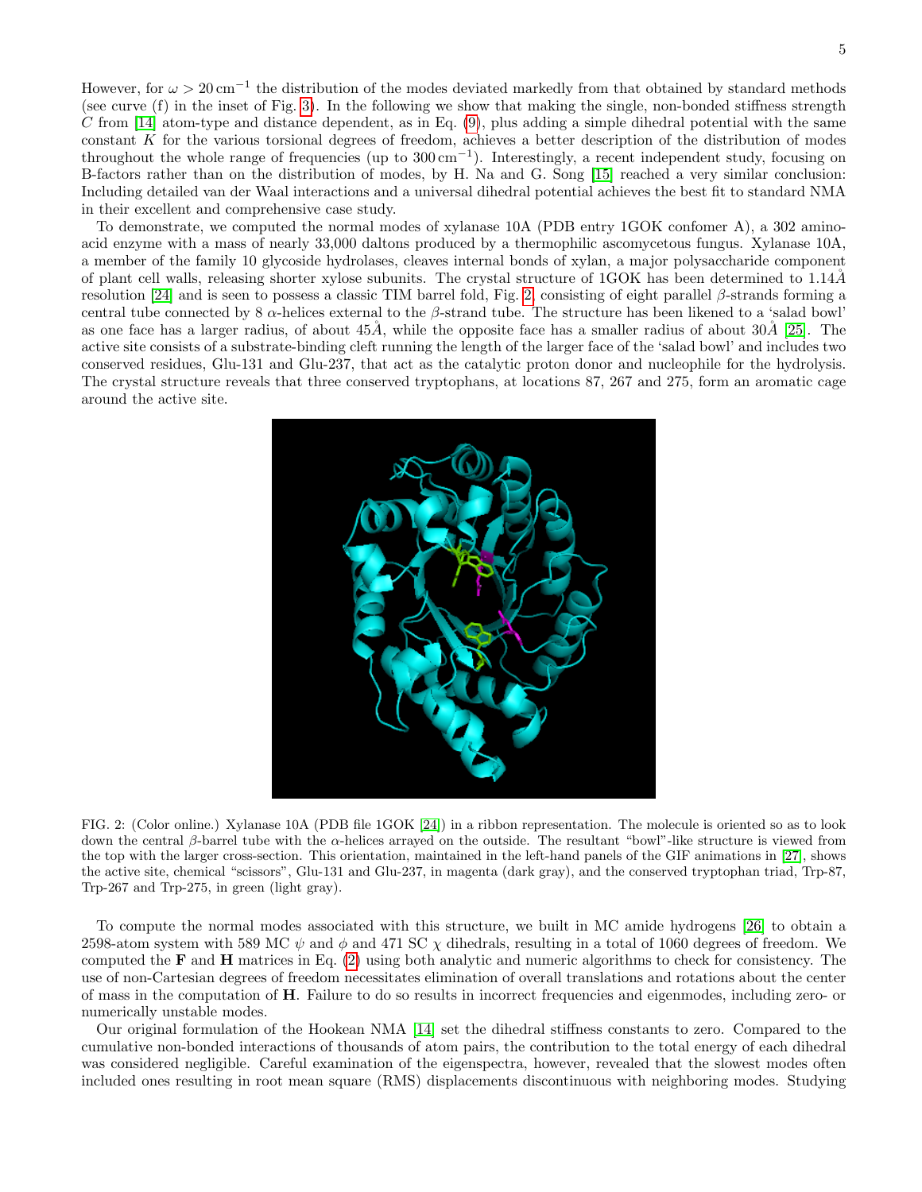However, for $\omega > 20\,\mathrm{cm}^{-1}$ the distribution of the modes deviated markedly from that obtained by standard methods (see curve (f) in the inset of Fig. 3). In the following we show that making the single, non-bonded stiffness strength $C$ from [14] atom-type and distance dependent, as in Eq. (9), plus adding a simple dihedral potential with the same constant $K$ for the various torsional degrees of freedom, achieves a better description of the distribution of modes throughout the whole range of frequencies (up to $300\,\mathrm{cm}^{-1}$). Interestingly, a recent independent study, focusing on B-factors rather than on the distribution of modes, by H. Na and G. Song [15] reached a very similar conclusion: Including detailed van der Waal interactions and a universal dihedral potential achieves the best fit to standard NMA in their excellent and comprehensive case study.

To demonstrate, we computed the normal modes of xylanase 10A (PDB entry 1GOK confomer A), a 302 amino-acid enzyme with a mass of nearly 33,000 daltons produced by a thermophilic ascomycetous fungus. Xylanase 10A, a member of the family 10 glycoside hydrolases, cleaves internal bonds of xylan, a major polysaccharide component of plant cell walls, releasing shorter xylose subunits. The crystal structure of 1GOK has been determined to 1.14$\mathring{A}$ resolution [24] and is seen to possess a classic TIM barrel fold, Fig. 2, consisting of eight parallel $\beta$-strands forming a central tube connected by 8 $\alpha$-helices external to the $\beta$-strand tube. The structure has been likened to a 'salad bowl' as one face has a larger radius, of about 45$\mathring{A}$, while the opposite face has a smaller radius of about 30$\mathring{A}$ [25]. The active site consists of a substrate-binding cleft running the length of the larger face of the 'salad bowl' and includes two conserved residues, Glu-131 and Glu-237, that act as the catalytic proton donor and nucleophile for the hydrolysis. The crystal structure reveals that three conserved tryptophans, at locations 87, 267 and 275, form an aromatic cage around the active site.

FIG. 2: (Color online.) Xylanase 10A (PDB file 1GOK [24]) in a ribbon representation. The molecule is oriented so as to look down the central $\beta$-barrel tube with the $\alpha$-helices arrayed on the outside. The resultant "bowl"-like structure is viewed from the top with the larger cross-section. This orientation, maintained in the left-hand panels of the GIF animations in [27], shows the active site, chemical "scissors", Glu-131 and Glu-237, in magenta (dark gray), and the conserved tryptophan triad, Trp-87, Trp-267 and Trp-275, in green (light gray).

To compute the normal modes associated with this structure, we built in MC amide hydrogens [26] to obtain a 2598-atom system with 589 MC $\psi$ and $\phi$ and 471 SC $\chi$ dihedrals, resulting in a total of 1060 degrees of freedom. We computed the $\mathbf{F}$ and $\mathbf{H}$ matrices in Eq. (2) using both analytic and numeric algorithms to check for consistency. The use of non-Cartesian degrees of freedom necessitates elimination of overall translations and rotations about the center of mass in the computation of $\mathbf{H}$. Failure to do so results in incorrect frequencies and eigenmodes, including zero- or numerically unstable modes.

Our original formulation of the Hookean NMA [14] set the dihedral stiffness constants to zero. Compared to the cumulative non-bonded interactions of thousands of atom pairs, the contribution to the total energy of each dihedral was considered negligible. Careful examination of the eigenspectra, however, revealed that the slowest modes often included ones resulting in root mean square (RMS) displacements discontinuous with neighboring modes. Studying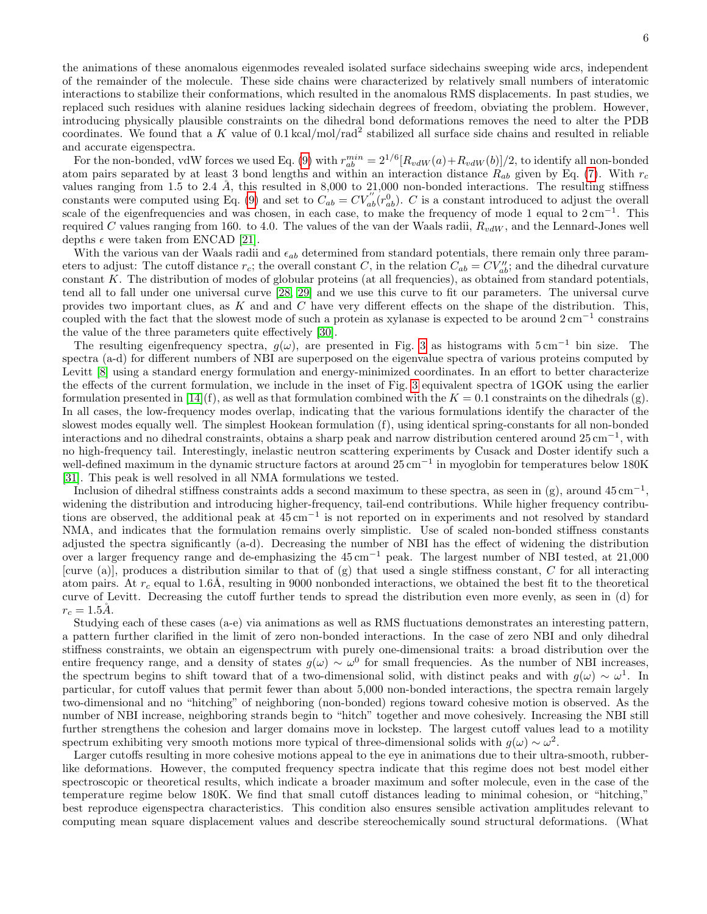the animations of these anomalous eigenmodes revealed isolated surface sidechains sweeping wide arcs, independent of the remainder of the molecule. These side chains were characterized by relatively small numbers of interatomic interactions to stabilize their conformations, which resulted in the anomalous RMS displacements. In past studies, we replaced such residues with alanine residues lacking sidechain degrees of freedom, obviating the problem. However, introducing physically plausible constraints on the dihedral bond deformations removes the need to alter the PDB coordinates. We found that a $K$ value of 0.1 kcal/mol/rad$^2$ stabilized all surface side chains and resulted in reliable and accurate eigenspectra.

For the non-bonded, vdW forces we used Eq. (9) with $r_{ab}^{min} = 2^{1/6}[R_{vdW}(a)+R_{vdW}(b)]/2$, to identify all non-bonded atom pairs separated by at least 3 bond lengths and within an interaction distance $R_{ab}$ given by Eq. (7). With $r_c$ values ranging from 1.5 to 2.4 Å, this resulted in 8,000 to 21,000 non-bonded interactions. The resulting stiffness constants were computed using Eq. (9) and set to $C_{ab} = CV_{ab}^{''}(r_{ab}^0)$. $C$ is a constant introduced to adjust the overall scale of the eigenfrequencies and was chosen, in each case, to make the frequency of mode 1 equal to 2 cm$^{-1}$. This required $C$ values ranging from 160. to 4.0. The values of the van der Waals radii, $R_{vdW}$, and the Lennard-Jones well depths $\epsilon$ were taken from ENCAD [21].

With the various van der Waals radii and $\epsilon_{ab}$ determined from standard potentials, there remain only three parameters to adjust: The cutoff distance $r_c$; the overall constant $C$, in the relation $C_{ab} = CV_{ab}''$; and the dihedral curvature constant $K$. The distribution of modes of globular proteins (at all frequencies), as obtained from standard potentials, tend all to fall under one universal curve [28, 29] and we use this curve to fit our parameters. The universal curve provides two important clues, as $K$ and $C$ have very different effects on the shape of the distribution. This, coupled with the fact that the slowest mode of such a protein as xylanase is expected to be around 2 cm$^{-1}$ constrains the value of the three parameters quite effectively [30].

The resulting eigenfrequency spectra, $g(\omega)$, are presented in Fig. 3 as histograms with 5 cm$^{-1}$ bin size. The spectra (a-d) for different numbers of NBI are superposed on the eigenvalue spectra of various proteins computed by Levitt [8] using a standard energy formulation and energy-minimized coordinates. In an effort to better characterize the effects of the current formulation, we include in the inset of Fig. 3 equivalent spectra of 1GOK using the earlier formulation presented in [14](f), as well as that formulation combined with the $K = 0.1$ constraints on the dihedrals (g). In all cases, the low-frequency modes overlap, indicating that the various formulations identify the character of the slowest modes equally well. The simplest Hookean formulation (f), using identical spring-constants for all non-bonded interactions and no dihedral constraints, obtains a sharp peak and narrow distribution centered around 25 cm$^{-1}$, with no high-frequency tail. Interestingly, inelastic neutron scattering experiments by Cusack and Doster identify such a well-defined maximum in the dynamic structure factors at around 25 cm$^{-1}$ in myoglobin for temperatures below 180K [31]. This peak is well resolved in all NMA formulations we tested.

Inclusion of dihedral stiffness constraints adds a second maximum to these spectra, as seen in (g), around 45 cm$^{-1}$, widening the distribution and introducing higher-frequency, tail-end contributions. While higher frequency contributions are observed, the additional peak at 45 cm$^{-1}$ is not reported on in experiments and not resolved by standard NMA, and indicates that the formulation remains overly simplistic. Use of scaled non-bonded stiffness constants adjusted the spectra significantly (a-d). Decreasing the number of NBI has the effect of widening the distribution over a larger frequency range and de-emphasizing the 45 cm$^{-1}$ peak. The largest number of NBI tested, at 21,000 [curve (a)], produces a distribution similar to that of (g) that used a single stiffness constant, $C$ for all interacting atom pairs. At $r_c$ equal to 1.6Å, resulting in 9000 nonbonded interactions, we obtained the best fit to the theoretical curve of Levitt. Decreasing the cutoff further tends to spread the distribution even more evenly, as seen in (d) for $r_c = 1.5$Å.

Studying each of these cases (a-e) via animations as well as RMS fluctuations demonstrates an interesting pattern, a pattern further clarified in the limit of zero non-bonded interactions. In the case of zero NBI and only dihedral stiffness constraints, we obtain an eigenspectrum with purely one-dimensional traits: a broad distribution over the entire frequency range, and a density of states $g(\omega) \sim \omega^0$ for small frequencies. As the number of NBI increases, the spectrum begins to shift toward that of a two-dimensional solid, with distinct peaks and with $g(\omega) \sim \omega^1$. In particular, for cutoff values that permit fewer than about 5,000 non-bonded interactions, the spectra remain largely two-dimensional and no "hitching" of neighboring (non-bonded) regions toward cohesive motion is observed. As the number of NBI increase, neighboring strands begin to "hitch" together and move cohesively. Increasing the NBI still further strengthens the cohesion and larger domains move in lockstep. The largest cutoff values lead to a motility spectrum exhibiting very smooth motions more typical of three-dimensional solids with $g(\omega) \sim \omega^2$.

Larger cutoffs resulting in more cohesive motions appeal to the eye in animations due to their ultra-smooth, rubber-like deformations. However, the computed frequency spectra indicate that this regime does not best model either spectroscopic or theoretical results, which indicate a broader maximum and softer molecule, even in the case of the temperature regime below 180K. We find that small cutoff distances leading to minimal cohesion, or "hitching," best reproduce eigenspectra characteristics. This condition also ensures sensible activation amplitudes relevant to computing mean square displacement values and describe stereochemically sound structural deformations. (What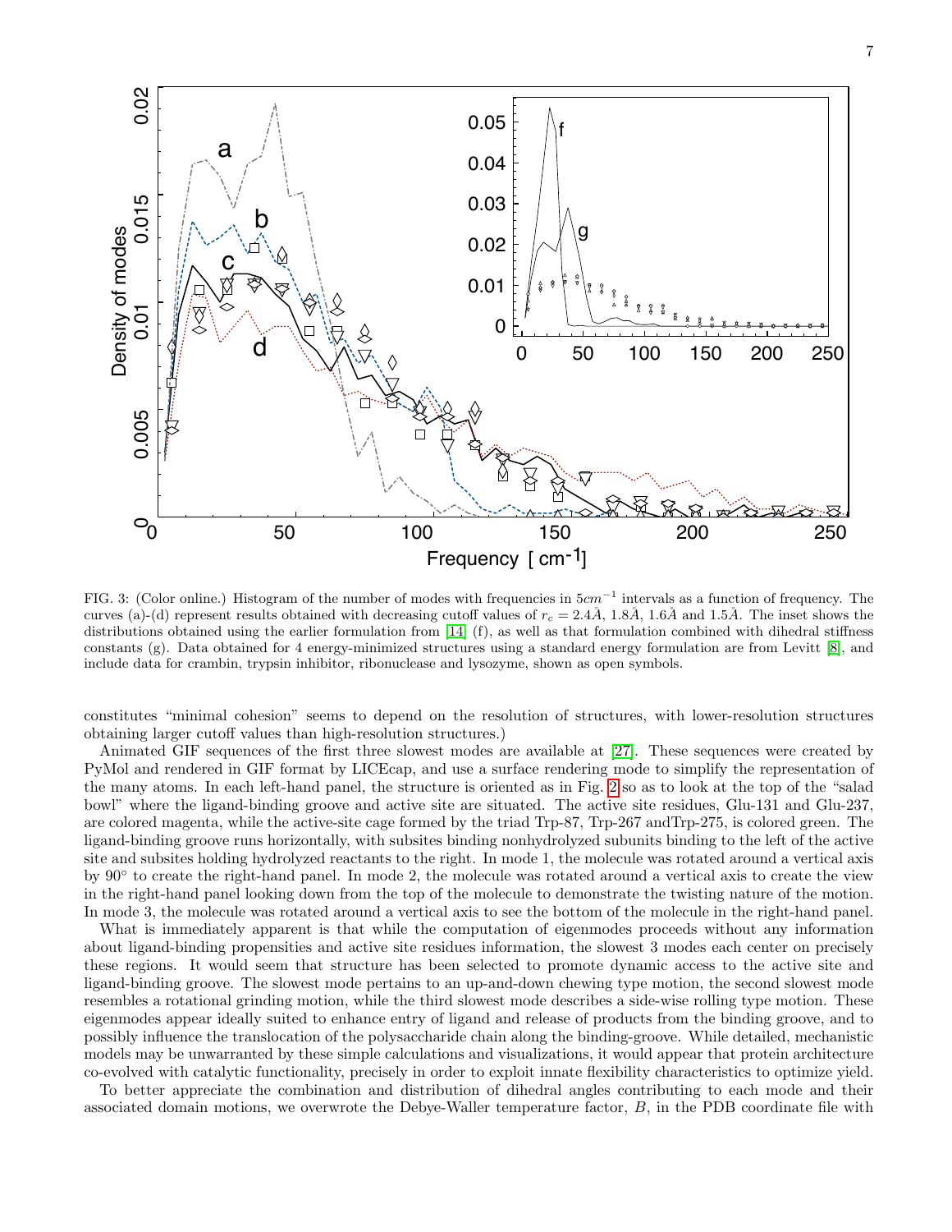FIG. 3: (Color online.) Histogram of the number of modes with frequencies in $5cm^{-1}$ intervals as a function of frequency. The curves (a)-(d) represent results obtained with decreasing cutoff values of $r_c = 2.4Å$, $1.8Å$, $1.6Å$ and $1.5Å$. The inset shows the distributions obtained using the earlier formulation from [14] (f), as well as that formulation combined with dihedral stiffness constants (g). Data obtained for 4 energy-minimized structures using a standard energy formulation are from Levitt [8], and include data for crambin, trypsin inhibitor, ribonuclease and lysozyme, shown as open symbols.

constitutes "minimal cohesion" seems to depend on the resolution of structures, with lower-resolution structures obtaining larger cutoff values than high-resolution structures.)

Animated GIF sequences of the first three slowest modes are available at [27]. These sequences were created by PyMol and rendered in GIF format by LICEcap, and use a surface rendering mode to simplify the representation of the many atoms. In each left-hand panel, the structure is oriented as in Fig. 2 so as to look at the top of the "salad bowl" where the ligand-binding groove and active site are situated. The active site residues, Glu-131 and Glu-237, are colored magenta, while the active-site cage formed by the triad Trp-87, Trp-267 andTrp-275, is colored green. The ligand-binding groove runs horizontally, with subsites binding nonhydrolyzed subunits binding to the left of the active site and subsites holding hydrolyzed reactants to the right. In mode 1, the molecule was rotated around a vertical axis by 90° to create the right-hand panel. In mode 2, the molecule was rotated around a vertical axis to create the view in the right-hand panel looking down from the top of the molecule to demonstrate the twisting nature of the motion. In mode 3, the molecule was rotated around a vertical axis to see the bottom of the molecule in the right-hand panel.

What is immediately apparent is that while the computation of eigenmodes proceeds without any information about ligand-binding propensities and active site residues information, the slowest 3 modes each center on precisely these regions. It would seem that structure has been selected to promote dynamic access to the active site and ligand-binding groove. The slowest mode pertains to an up-and-down chewing type motion, the second slowest mode resembles a rotational grinding motion, while the third slowest mode describes a side-wise rolling type motion. These eigenmodes appear ideally suited to enhance entry of ligand and release of products from the binding groove, and to possibly influence the translocation of the polysaccharide chain along the binding-groove. While detailed, mechanistic models may be unwarranted by these simple calculations and visualizations, it would appear that protein architecture co-evolved with catalytic functionality, precisely in order to exploit innate flexibility characteristics to optimize yield.

To better appreciate the combination and distribution of dihedral angles contributing to each mode and their associated domain motions, we overwrote the Debye-Waller temperature factor, $B$, in the PDB coordinate file with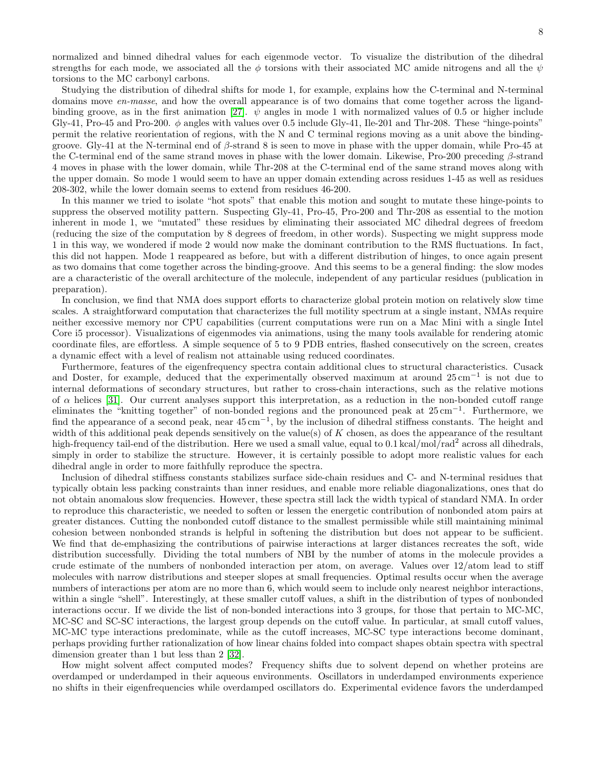normalized and binned dihedral values for each eigenmode vector. To visualize the distribution of the dihedral strengths for each mode, we associated all the $\phi$ torsions with their associated MC amide nitrogens and all the $\psi$ torsions to the MC carbonyl carbons.

Studying the distribution of dihedral shifts for mode 1, for example, explains how the C-terminal and N-terminal domains move *en-masse*, and how the overall appearance is of two domains that come together across the ligand-binding groove, as in the first animation [27]. $\psi$ angles in mode 1 with normalized values of 0.5 or higher include Gly-41, Pro-45 and Pro-200. $\phi$ angles with values over 0.5 include Gly-41, Ile-201 and Thr-208. These "hinge-points" permit the relative reorientation of regions, with the N and C terminal regions moving as a unit above the binding-groove. Gly-41 at the N-terminal end of $\beta$-strand 8 is seen to move in phase with the upper domain, while Pro-45 at the C-terminal end of the same strand moves in phase with the lower domain. Likewise, Pro-200 preceding $\beta$-strand 4 moves in phase with the lower domain, while Thr-208 at the C-terminal end of the same strand moves along with the upper domain. So mode 1 would seem to have an upper domain extending across residues 1-45 as well as residues 208-302, while the lower domain seems to extend from residues 46-200.

In this manner we tried to isolate "hot spots" that enable this motion and sought to mutate these hinge-points to suppress the observed motility pattern. Suspecting Gly-41, Pro-45, Pro-200 and Thr-208 as essential to the motion inherent in mode 1, we "mutated" these residues by eliminating their associated MC dihedral degrees of freedom (reducing the size of the computation by 8 degrees of freedom, in other words). Suspecting we might suppress mode 1 in this way, we wondered if mode 2 would now make the dominant contribution to the RMS fluctuations. In fact, this did not happen. Mode 1 reappeared as before, but with a different distribution of hinges, to once again present as two domains that come together across the binding-groove. And this seems to be a general finding: the slow modes are a characteristic of the overall architecture of the molecule, independent of any particular residues (publication in preparation).

In conclusion, we find that NMA does support efforts to characterize global protein motion on relatively slow time scales. A straightforward computation that characterizes the full motility spectrum at a single instant, NMAs require neither excessive memory nor CPU capabilities (current computations were run on a Mac Mini with a single Intel Core i5 processor). Visualizations of eigenmodes via animations, using the many tools available for rendering atomic coordinate files, are effortless. A simple sequence of 5 to 9 PDB entries, flashed consecutively on the screen, creates a dynamic effect with a level of realism not attainable using reduced coordinates.

Furthermore, features of the eigenfrequency spectra contain additional clues to structural characteristics. Cusack and Doster, for example, deduced that the experimentally observed maximum at around $25\,\mathrm{cm}^{-1}$ is not due to internal deformations of secondary structures, but rather to cross-chain interactions, such as the relative motions of $\alpha$ helices [31]. Our current analyses support this interpretation, as a reduction in the non-bonded cutoff range eliminates the "knitting together" of non-bonded regions and the pronounced peak at $25\,\mathrm{cm}^{-1}$. Furthermore, we find the appearance of a second peak, near $45\,\mathrm{cm}^{-1}$, by the inclusion of dihedral stiffness constants. The height and width of this additional peak depends sensitively on the value(s) of $K$ chosen, as does the appearance of the resultant high-frequency tail-end of the distribution. Here we used a small value, equal to $0.1\,\mathrm{kcal/mol/rad}^2$ across all dihedrals, simply in order to stabilize the structure. However, it is certainly possible to adopt more realistic values for each dihedral angle in order to more faithfully reproduce the spectra.

Inclusion of dihedral stiffness constants stabilizes surface side-chain residues and C- and N-terminal residues that typically obtain less packing constraints than inner residues, and enable more reliable diagonalizations, ones that do not obtain anomalous slow frequencies. However, these spectra still lack the width typical of standard NMA. In order to reproduce this characteristic, we needed to soften or lessen the energetic contribution of nonbonded atom pairs at greater distances. Cutting the nonbonded cutoff distance to the smallest permissible while still maintaining minimal cohesion between nonbonded strands is helpful in softening the distribution but does not appear to be sufficient. We find that de-emphasizing the contributions of pairwise interactions at larger distances recreates the soft, wide distribution successfully. Dividing the total numbers of NBI by the number of atoms in the molecule provides a crude estimate of the numbers of nonbonded interaction per atom, on average. Values over 12/atom lead to stiff molecules with narrow distributions and steeper slopes at small frequencies. Optimal results occur when the average numbers of interactions per atom are no more than 6, which would seem to include only nearest neighbor interactions, within a single "shell". Interestingly, at these smaller cutoff values, a shift in the distribution of types of nonbonded interactions occur. If we divide the list of non-bonded interactions into 3 groups, for those that pertain to MC-MC, MC-SC and SC-SC interactions, the largest group depends on the cutoff value. In particular, at small cutoff values, MC-MC type interactions predominate, while as the cutoff increases, MC-SC type interactions become dominant, perhaps providing further rationalization of how linear chains folded into compact shapes obtain spectra with spectral dimension greater than 1 but less than 2 [32].

How might solvent affect computed modes? Frequency shifts due to solvent depend on whether proteins are overdamped or underdamped in their aqueous environments. Oscillators in underdamped environments experience no shifts in their eigenfrequencies while overdamped oscillators do. Experimental evidence favors the underdamped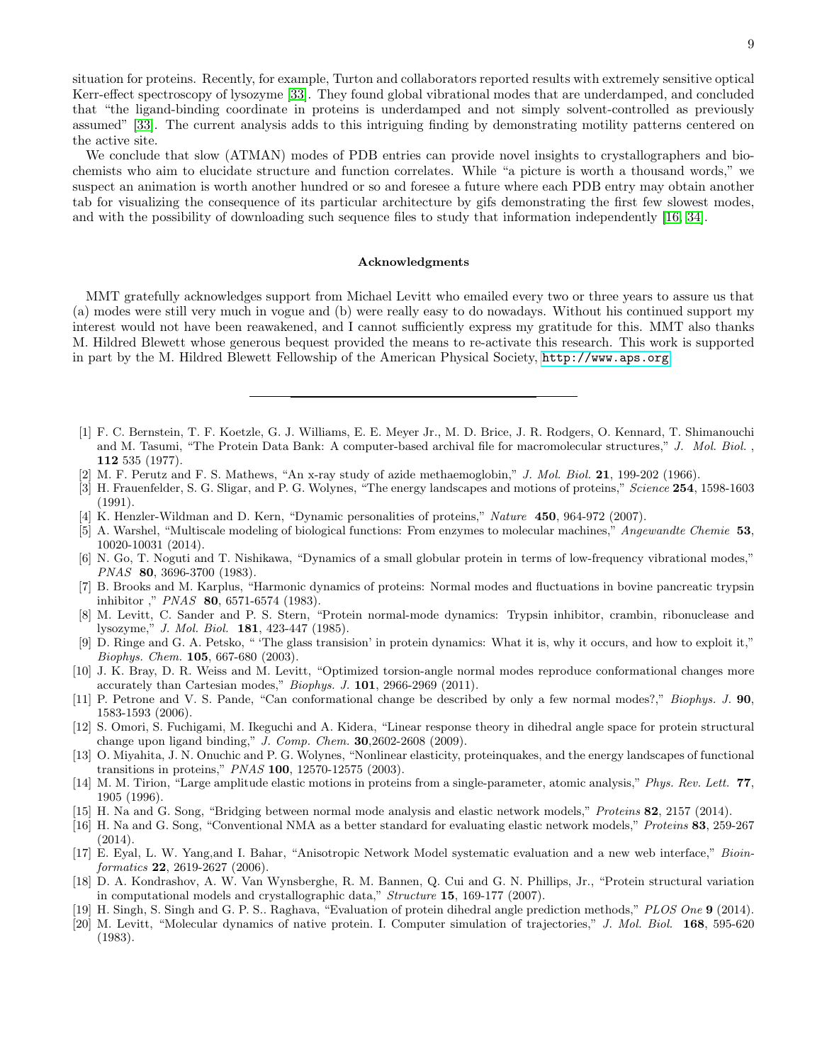situation for proteins. Recently, for example, Turton and collaborators reported results with extremely sensitive optical Kerr-effect spectroscopy of lysozyme [33]. They found global vibrational modes that are underdamped, and concluded that "the ligand-binding coordinate in proteins is underdamped and not simply solvent-controlled as previously assumed" [33]. The current analysis adds to this intriguing finding by demonstrating motility patterns centered on the active site.

We conclude that slow (ATMAN) modes of PDB entries can provide novel insights to crystallographers and biochemists who aim to elucidate structure and function correlates. While "a picture is worth a thousand words," we suspect an animation is worth another hundred or so and foresee a future where each PDB entry may obtain another tab for visualizing the consequence of its particular architecture by gifs demonstrating the first few slowest modes, and with the possibility of downloading such sequence files to study that information independently [16, 34].

### Acknowledgments

MMT gratefully acknowledges support from Michael Levitt who emailed every two or three years to assure us that (a) modes were still very much in vogue and (b) were really easy to do nowadays. Without his continued support my interest would not have been reawakened, and I cannot sufficiently express my gratitude for this. MMT also thanks M. Hildred Blewett whose generous bequest provided the means to re-activate this research. This work is supported in part by the M. Hildred Blewett Fellowship of the American Physical Society, http://www.aps.org.

---

[1] F. C. Bernstein, T. F. Koetzle, G. J. Williams, E. E. Meyer Jr., M. D. Brice, J. R. Rodgers, O. Kennard, T. Shimanouchi and M. Tasumi, "The Protein Data Bank: A computer-based archival file for macromolecular structures," *J. Mol. Biol.* , **112** 535 (1977).

[2] M. F. Perutz and F. S. Mathews, "An x-ray study of azide methaemoglobin," *J. Mol. Biol.* **21**, 199-202 (1966).

[3] H. Frauenfelder, S. G. Sligar, and P. G. Wolynes, "The energy landscapes and motions of proteins," *Science* **254**, 1598-1603 (1991).

[4] K. Henzler-Wildman and D. Kern, "Dynamic personalities of proteins," *Nature* **450**, 964-972 (2007).

[5] A. Warshel, "Multiscale modeling of biological functions: From enzymes to molecular machines," *Angewandte Chemie* **53**, 10020-10031 (2014).

[6] N. Go, T. Noguti and T. Nishikawa, "Dynamics of a small globular protein in terms of low-frequency vibrational modes," *PNAS* **80**, 3696-3700 (1983).

[7] B. Brooks and M. Karplus, "Harmonic dynamics of proteins: Normal modes and fluctuations in bovine pancreatic trypsin inhibitor ," *PNAS* **80**, 6571-6574 (1983).

[8] M. Levitt, C. Sander and P. S. Stern, "Protein normal-mode dynamics: Trypsin inhibitor, crambin, ribonuclease and lysozyme," *J. Mol. Biol.* **181**, 423-447 (1985).

[9] D. Ringe and G. A. Petsko, " 'The glass transision' in protein dynamics: What it is, why it occurs, and how to exploit it," *Biophys. Chem.* **105**, 667-680 (2003).

[10] J. K. Bray, D. R. Weiss and M. Levitt, "Optimized torsion-angle normal modes reproduce conformational changes more accurately than Cartesian modes," *Biophys. J.* **101**, 2966-2969 (2011).

[11] P. Petrone and V. S. Pande, "Can conformational change be described by only a few normal modes?," *Biophys. J.* **90**, 1583-1593 (2006).

[12] S. Omori, S. Fuchigami, M. Ikeguchi and A. Kidera, "Linear response theory in dihedral angle space for protein structural change upon ligand binding," *J. Comp. Chem.* **30**,2602-2608 (2009).

[13] O. Miyahita, J. N. Onuchic and P. G. Wolynes, "Nonlinear elasticity, proteinquakes, and the energy landscapes of functional transitions in proteins," *PNAS* **100**, 12570-12575 (2003).

[14] M. M. Tirion, "Large amplitude elastic motions in proteins from a single-parameter, atomic analysis," *Phys. Rev. Lett.* **77**, 1905 (1996).

[15] H. Na and G. Song, "Bridging between normal mode analysis and elastic network models," *Proteins* **82**, 2157 (2014).

[16] H. Na and G. Song, "Conventional NMA as a better standard for evaluating elastic network models," *Proteins* **83**, 259-267 (2014).

[17] E. Eyal, L. W. Yang,and I. Bahar, "Anisotropic Network Model systematic evaluation and a new web interface," *Bioinformatics* **22**, 2619-2627 (2006).

[18] D. A. Kondrashov, A. W. Van Wynsberghe, R. M. Bannen, Q. Cui and G. N. Phillips, Jr., "Protein structural variation in computational models and crystallographic data," *Structure* **15**, 169-177 (2007).

[19] H. Singh, S. Singh and G. P. S.. Raghava, "Evaluation of protein dihedral angle prediction methods," *PLOS One* **9** (2014).

[20] M. Levitt, "Molecular dynamics of native protein. I. Computer simulation of trajectories," *J. Mol. Biol.* **168**, 595-620 (1983).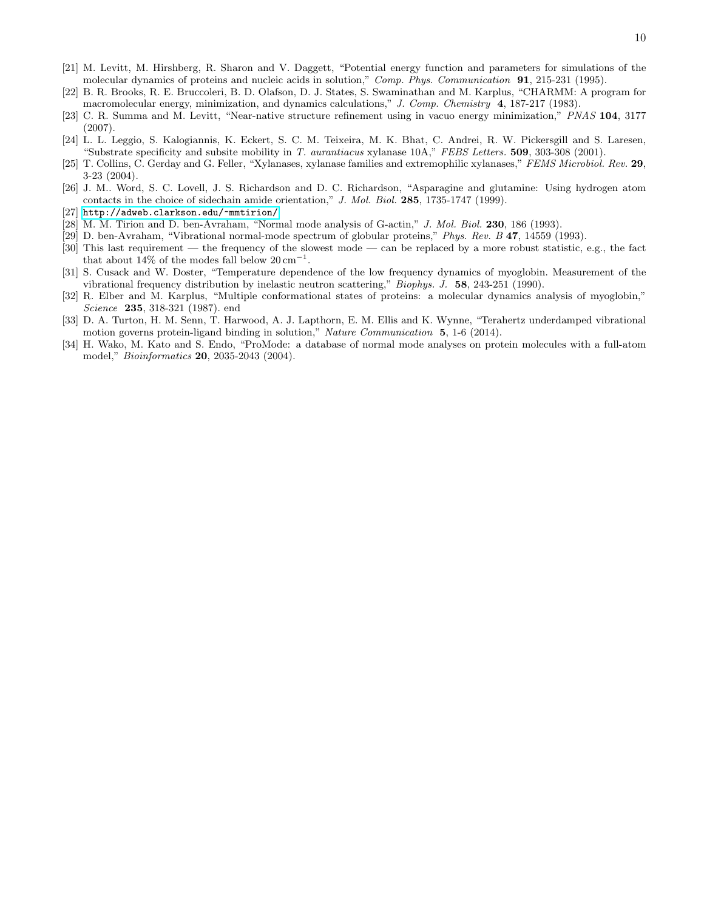[21] M. Levitt, M. Hirshberg, R. Sharon and V. Daggett, "Potential energy function and parameters for simulations of the molecular dynamics of proteins and nucleic acids in solution," *Comp. Phys. Communication* **91**, 215-231 (1995).

[22] B. R. Brooks, R. E. Bruccoleri, B. D. Olafson, D. J. States, S. Swaminathan and M. Karplus, "CHARMM: A program for macromolecular energy, minimization, and dynamics calculations," *J. Comp. Chemistry* **4**, 187-217 (1983).

[23] C. R. Summa and M. Levitt, "Near-native structure refinement using in vacuo energy minimization," *PNAS* **104**, 3177 (2007).

[24] L. L. Leggio, S. Kalogiannis, K. Eckert, S. C. M. Teixeira, M. K. Bhat, C. Andrei, R. W. Pickersgill and S. Laresen, "Substrate specificity and subsite mobility in *T. aurantiacus* xylanase 10A," *FEBS Letters.* **509**, 303-308 (2001).

[25] T. Collins, C. Gerday and G. Feller, "Xylanases, xylanase families and extremophilic xylanases," *FEMS Microbiol. Rev.* **29**, 3-23 (2004).

[26] J. M.. Word, S. C. Lovell, J. S. Richardson and D. C. Richardson, "Asparagine and glutamine: Using hydrogen atom contacts in the choice of sidechain amide orientation," *J. Mol. Biol.* **285**, 1735-1747 (1999).

[27] http://adweb.clarkson.edu/~mmtirion/

[28] M. M. Tirion and D. ben-Avraham, "Normal mode analysis of G-actin," *J. Mol. Biol.* **230**, 186 (1993).

[29] D. ben-Avraham, "Vibrational normal-mode spectrum of globular proteins," *Phys. Rev. B* **47**, 14559 (1993).

[30] This last requirement — the frequency of the slowest mode — can be replaced by a more robust statistic, e.g., the fact that about 14% of the modes fall below $20\,\mathrm{cm}^{-1}$.

[31] S. Cusack and W. Doster, "Temperature dependence of the low frequency dynamics of myoglobin. Measurement of the vibrational frequency distribution by inelastic neutron scattering," *Biophys. J.* **58**, 243-251 (1990).

[32] R. Elber and M. Karplus, "Multiple conformational states of proteins: a molecular dynamics analysis of myoglobin," *Science* **235**, 318-321 (1987). end

[33] D. A. Turton, H. M. Senn, T. Harwood, A. J. Lapthorn, E. M. Ellis and K. Wynne, "Terahertz underdamped vibrational motion governs protein-ligand binding in solution," *Nature Communication* **5**, 1-6 (2014).

[34] H. Wako, M. Kato and S. Endo, "ProMode: a database of normal mode analyses on protein molecules with a full-atom model," *Bioinformatics* **20**, 2035-2043 (2004).